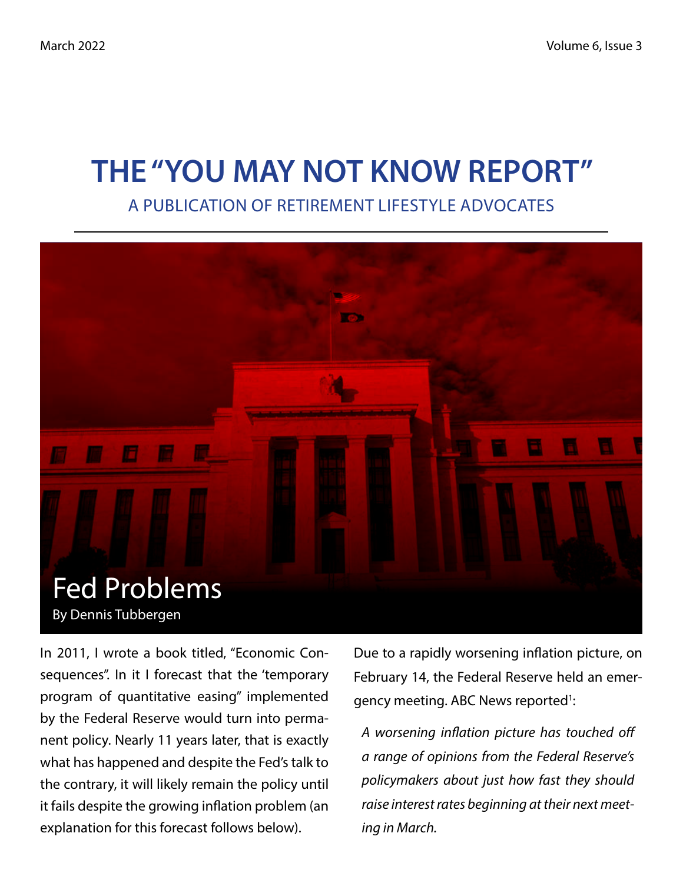# THE "YOU MAY NOT KNOW REPORT"

A PUBLICATION OF RETIREMENT LIFESTYLE ADVOCATES

## Fed Problems

By Dennis Tubbergen

In 2011, I wrote a book titled, "Economic Consequences". In it I forecast that the 'temporary program of quantitative easing" implemented by the Federal Reserve would turn into permanent policy. Nearly 11 years later, that is exactly what has happened and despite the Fed's talk to the contrary, it will likely remain the policy until it fails despite the growing inflation problem (an explanation for this forecast follows below).

Due to a rapidly worsening inflation picture, on February 14, the Federal Reserve held an emergency meeting. ABC News reported[1]:

> *A worsening inflation picture has touched off a range of opinions from the Federal Reserve's policymakers about just how fast they should raise interest rates beginning at their next meeting in March.*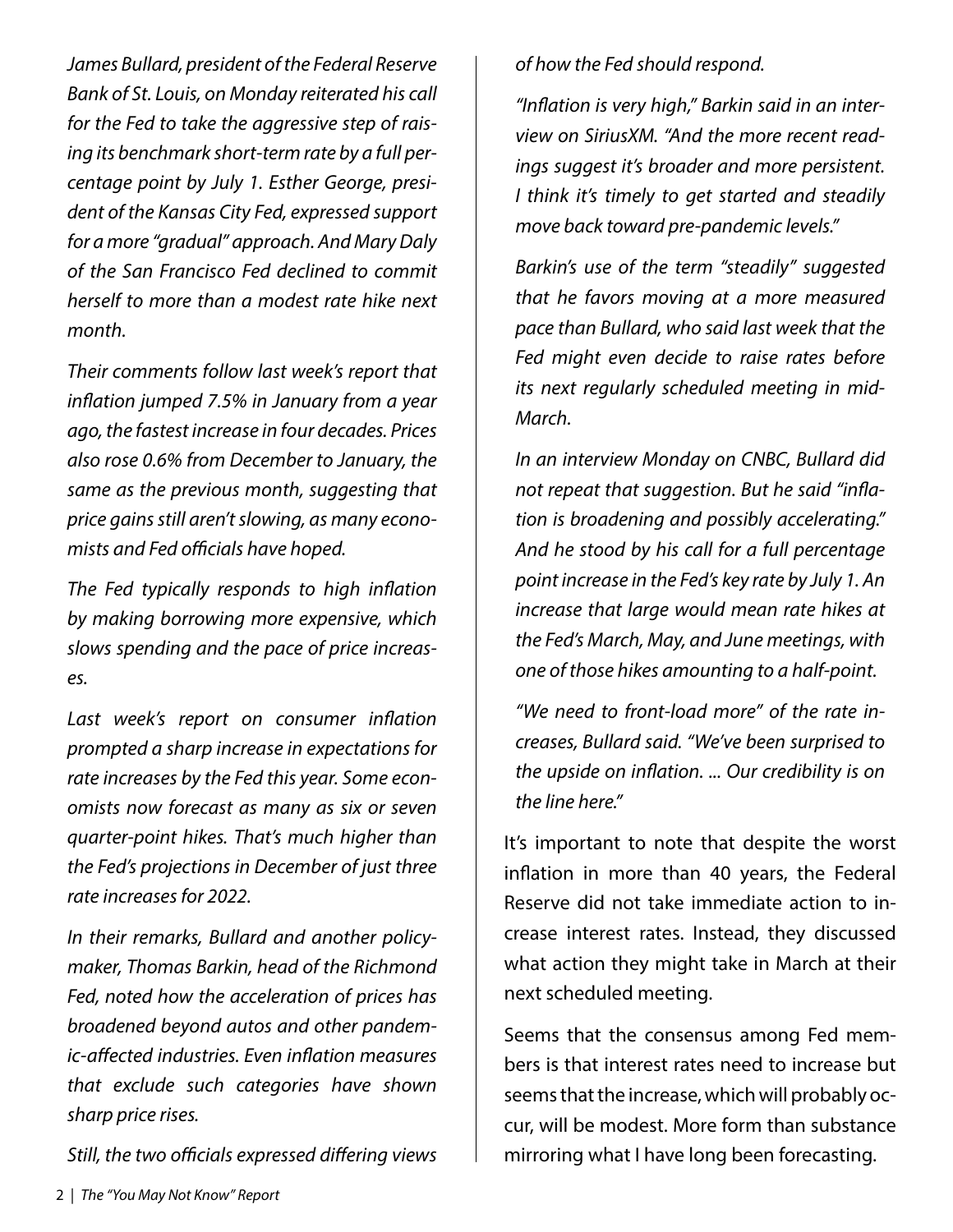*James Bullard, president of the Federal Reserve Bank of St. Louis, on Monday reiterated his call for the Fed to take the aggressive step of raising its benchmark short-term rate by a full percentage point by July 1. Esther George, president of the Kansas City Fed, expressed support for a more "gradual" approach. And Mary Daly of the San Francisco Fed declined to commit herself to more than a modest rate hike next month.*

*Their comments follow last week's report that inflation jumped 7.5% in January from a year ago, the fastest increase in four decades. Prices also rose 0.6% from December to January, the same as the previous month, suggesting that price gains still aren't slowing, as many economists and Fed officials have hoped.*

*The Fed typically responds to high inflation by making borrowing more expensive, which slows spending and the pace of price increases.*

*Last week's report on consumer inflation prompted a sharp increase in expectations for rate increases by the Fed this year. Some economists now forecast as many as six or seven quarter-point hikes. That's much higher than the Fed's projections in December of just three rate increases for 2022.*

*In their remarks, Bullard and another policymaker, Thomas Barkin, head of the Richmond Fed, noted how the acceleration of prices has broadened beyond autos and other pandemic-affected industries. Even inflation measures that exclude such categories have shown sharp price rises.*

*Still, the two officials expressed differing views of how the Fed should respond.*

*"Inflation is very high," Barkin said in an interview on SiriusXM. "And the more recent readings suggest it's broader and more persistent. I think it's timely to get started and steadily move back toward pre-pandemic levels."*

*Barkin's use of the term "steadily" suggested that he favors moving at a more measured pace than Bullard, who said last week that the Fed might even decide to raise rates before its next regularly scheduled meeting in mid-March.*

*In an interview Monday on CNBC, Bullard did not repeat that suggestion. But he said "inflation is broadening and possibly accelerating." And he stood by his call for a full percentage point increase in the Fed's key rate by July 1. An increase that large would mean rate hikes at the Fed's March, May, and June meetings, with one of those hikes amounting to a half-point.*

*"We need to front-load more" of the rate increases, Bullard said. "We've been surprised to the upside on inflation. ... Our credibility is on the line here."*

It's important to note that despite the worst inflation in more than 40 years, the Federal Reserve did not take immediate action to increase interest rates. Instead, they discussed what action they might take in March at their next scheduled meeting.

Seems that the consensus among Fed members is that interest rates need to increase but seems that the increase, which will probably occur, will be modest. More form than substance mirroring what I have long been forecasting.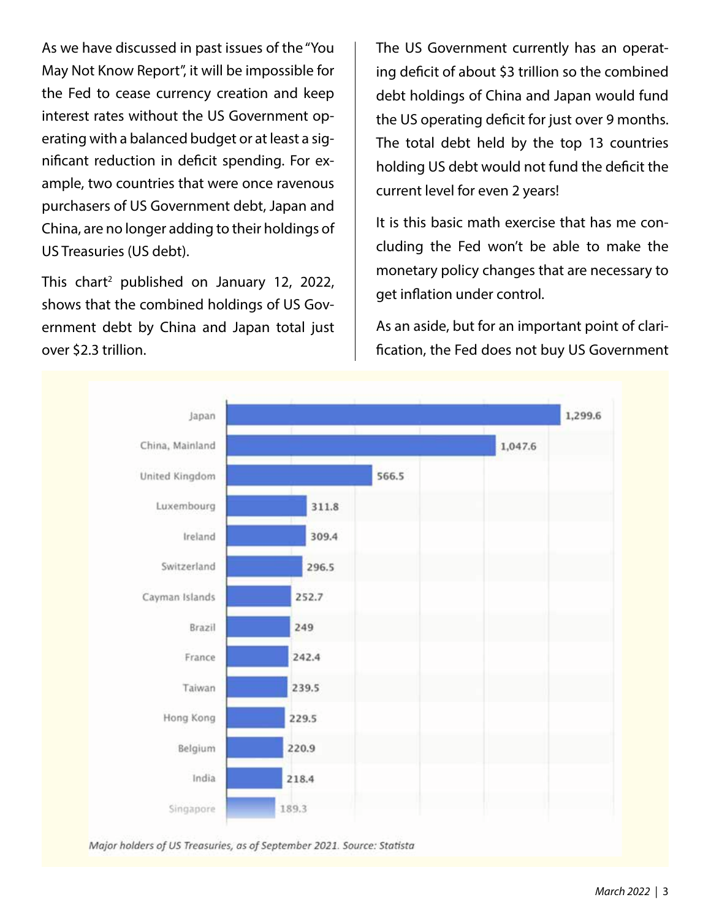As we have discussed in past issues of the "You May Not Know Report", it will be impossible for the Fed to cease currency creation and keep interest rates without the US Government operating with a balanced budget or at least a significant reduction in deficit spending. For example, two countries that were once ravenous purchasers of US Government debt, Japan and China, are no longer adding to their holdings of US Treasuries (US debt).

This chart[2] published on January 12, 2022, shows that the combined holdings of US Government debt by China and Japan total just over $2.3 trillion.

The US Government currently has an operating deficit of about $3 trillion so the combined debt holdings of China and Japan would fund the US operating deficit for just over 9 months. The total debt held by the top 13 countries holding US debt would not fund the deficit the current level for even 2 years!

It is this basic math exercise that has me concluding the Fed won't be able to make the monetary policy changes that are necessary to get inflation under control.

As an aside, but for an important point of clarification, the Fed does not buy US Government

| Country | Holdings |
|---|---|
| Japan | 1,299.6 |
| China, Mainland | 1,047.6 |
| United Kingdom | 566.5 |
| Luxembourg | 311.8 |
| Ireland | 309.4 |
| Switzerland | 296.5 |
| Cayman Islands | 252.7 |
| Brazil | 249 |
| France | 242.4 |
| Taiwan | 239.5 |
| Hong Kong | 229.5 |
| Belgium | 220.9 |
| India | 218.4 |
| Singapore | 189.3 |

*Major holders of US Treasuries, as of September 2021. Source: Statista*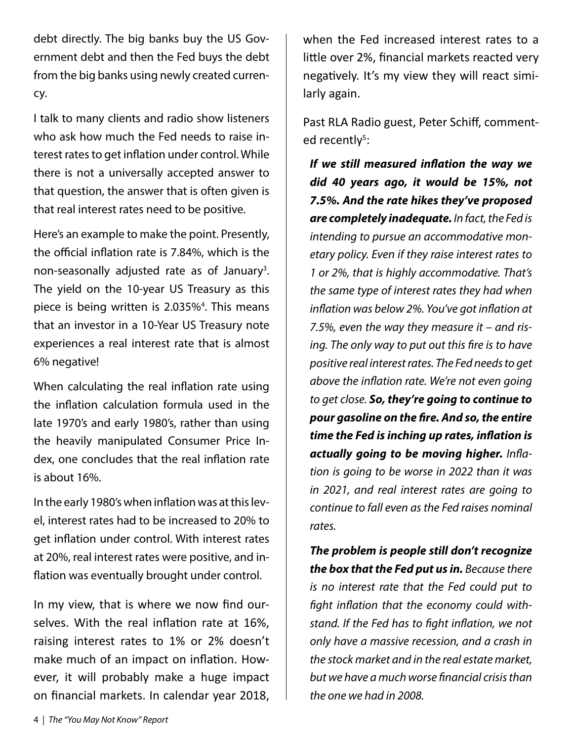debt directly. The big banks buy the US Government debt and then the Fed buys the debt from the big banks using newly created currency.

I talk to many clients and radio show listeners who ask how much the Fed needs to raise interest rates to get inflation under control. While there is not a universally accepted answer to that question, the answer that is often given is that real interest rates need to be positive.

Here's an example to make the point. Presently, the official inflation rate is 7.84%, which is the non-seasonally adjusted rate as of January[3]. The yield on the 10-year US Treasury as this piece is being written is 2.035%[4]. This means that an investor in a 10-Year US Treasury note experiences a real interest rate that is almost 6% negative!

When calculating the real inflation rate using the inflation calculation formula used in the late 1970's and early 1980's, rather than using the heavily manipulated Consumer Price Index, one concludes that the real inflation rate is about 16%.

In the early 1980's when inflation was at this level, interest rates had to be increased to 20% to get inflation under control. With interest rates at 20%, real interest rates were positive, and inflation was eventually brought under control.

In my view, that is where we now find ourselves. With the real inflation rate at 16%, raising interest rates to 1% or 2% doesn't make much of an impact on inflation. However, it will probably make a huge impact on financial markets. In calendar year 2018, when the Fed increased interest rates to a little over 2%, financial markets reacted very negatively. It's my view they will react similarly again.

Past RLA Radio guest, Peter Schiff, commented recently[5]:

> ***If we still measured inflation the way we did 40 years ago, it would be 15%, not 7.5%. And the rate hikes they've proposed are completely inadequate.*** *In fact, the Fed is intending to pursue an accommodative monetary policy. Even if they raise interest rates to 1 or 2%, that is highly accommodative. That's the same type of interest rates they had when inflation was below 2%. You've got inflation at 7.5%, even the way they measure it – and rising. The only way to put out this fire is to have positive real interest rates. The Fed needs to get above the inflation rate. We're not even going to get close.* ***So, they're going to continue to pour gasoline on the fire. And so, the entire time the Fed is inching up rates, inflation is actually going to be moving higher.*** *Inflation is going to be worse in 2022 than it was in 2021, and real interest rates are going to continue to fall even as the Fed raises nominal rates.*
>
> ***The problem is people still don't recognize the box that the Fed put us in.*** *Because there is no interest rate that the Fed could put to fight inflation that the economy could withstand. If the Fed has to fight inflation, we not only have a massive recession, and a crash in the stock market and in the real estate market, but we have a much worse financial crisis than the one we had in 2008.*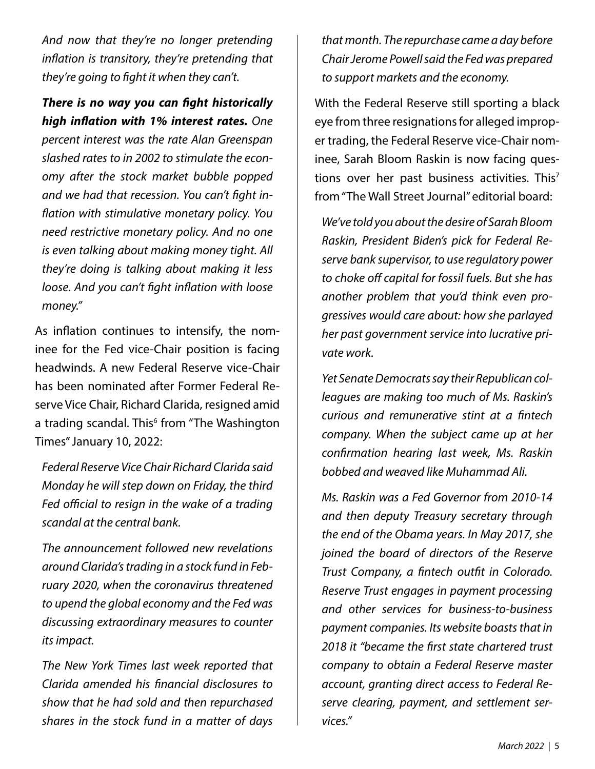*And now that they're no longer pretending inflation is transitory, they're pretending that they're going to fight it when they can't.*

***There is no way you can fight historically high inflation with 1% interest rates.*** *One percent interest was the rate Alan Greenspan slashed rates to in 2002 to stimulate the economy after the stock market bubble popped and we had that recession. You can't fight inflation with stimulative monetary policy. You need restrictive monetary policy. And no one is even talking about making money tight. All they're doing is talking about making it less loose. And you can't fight inflation with loose money."*

As inflation continues to intensify, the nominee for the Fed vice-Chair position is facing headwinds. A new Federal Reserve vice-Chair has been nominated after Former Federal Reserve Vice Chair, Richard Clarida, resigned amid a trading scandal. This[6] from "The Washington Times" January 10, 2022:

*Federal Reserve Vice Chair Richard Clarida said Monday he will step down on Friday, the third Fed official to resign in the wake of a trading scandal at the central bank.*

*The announcement followed new revelations around Clarida's trading in a stock fund in February 2020, when the coronavirus threatened to upend the global economy and the Fed was discussing extraordinary measures to counter its impact.*

*The New York Times last week reported that Clarida amended his financial disclosures to show that he had sold and then repurchased shares in the stock fund in a matter of days that month. The repurchase came a day before Chair Jerome Powell said the Fed was prepared to support markets and the economy.*

With the Federal Reserve still sporting a black eye from three resignations for alleged improper trading, the Federal Reserve vice-Chair nominee, Sarah Bloom Raskin is now facing questions over her past business activities. This[7] from "The Wall Street Journal" editorial board:

*We've told you about the desire of Sarah Bloom Raskin, President Biden's pick for Federal Reserve bank supervisor, to use regulatory power to choke off capital for fossil fuels. But she has another problem that you'd think even progressives would care about: how she parlayed her past government service into lucrative private work.*

*Yet Senate Democrats say their Republican colleagues are making too much of Ms. Raskin's curious and remunerative stint at a fintech company. When the subject came up at her confirmation hearing last week, Ms. Raskin bobbed and weaved like Muhammad Ali.*

*Ms. Raskin was a Fed Governor from 2010-14 and then deputy Treasury secretary through the end of the Obama years. In May 2017, she joined the board of directors of the Reserve Trust Company, a fintech outfit in Colorado. Reserve Trust engages in payment processing and other services for business-to-business payment companies. Its website boasts that in 2018 it "became the first state chartered trust company to obtain a Federal Reserve master account, granting direct access to Federal Reserve clearing, payment, and settlement services."*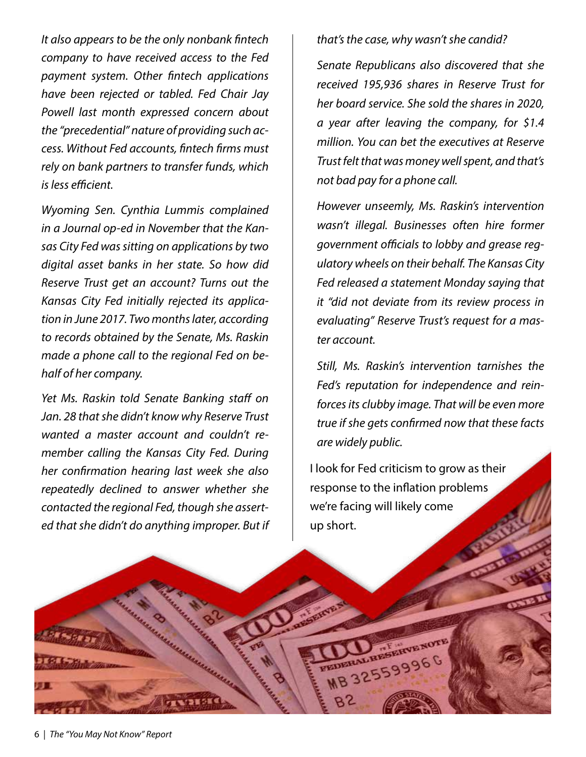*It also appears to be the only nonbank fintech company to have received access to the Fed payment system. Other fintech applications have been rejected or tabled. Fed Chair Jay Powell last month expressed concern about the "precedential" nature of providing such access. Without Fed accounts, fintech firms must rely on bank partners to transfer funds, which is less efficient.*

*Wyoming Sen. Cynthia Lummis complained in a Journal op-ed in November that the Kansas City Fed was sitting on applications by two digital asset banks in her state. So how did Reserve Trust get an account? Turns out the Kansas City Fed initially rejected its application in June 2017. Two months later, according to records obtained by the Senate, Ms. Raskin made a phone call to the regional Fed on behalf of her company.*

*Yet Ms. Raskin told Senate Banking staff on Jan. 28 that she didn't know why Reserve Trust wanted a master account and couldn't remember calling the Kansas City Fed. During her confirmation hearing last week she also repeatedly declined to answer whether she contacted the regional Fed, though she asserted that she didn't do anything improper. But if that's the case, why wasn't she candid?*

*Senate Republicans also discovered that she received 195,936 shares in Reserve Trust for her board service. She sold the shares in 2020, a year after leaving the company, for $1.4 million. You can bet the executives at Reserve Trust felt that was money well spent, and that's not bad pay for a phone call.*

*However unseemly, Ms. Raskin's intervention wasn't illegal. Businesses often hire former government officials to lobby and grease regulatory wheels on their behalf. The Kansas City Fed released a statement Monday saying that it "did not deviate from its review process in evaluating" Reserve Trust's request for a master account.*

*Still, Ms. Raskin's intervention tarnishes the Fed's reputation for independence and reinforces its clubby image. That will be even more true if she gets confirmed now that these facts are widely public.*

I look for Fed criticism to grow as their response to the inflation problems we're facing will likely come up short.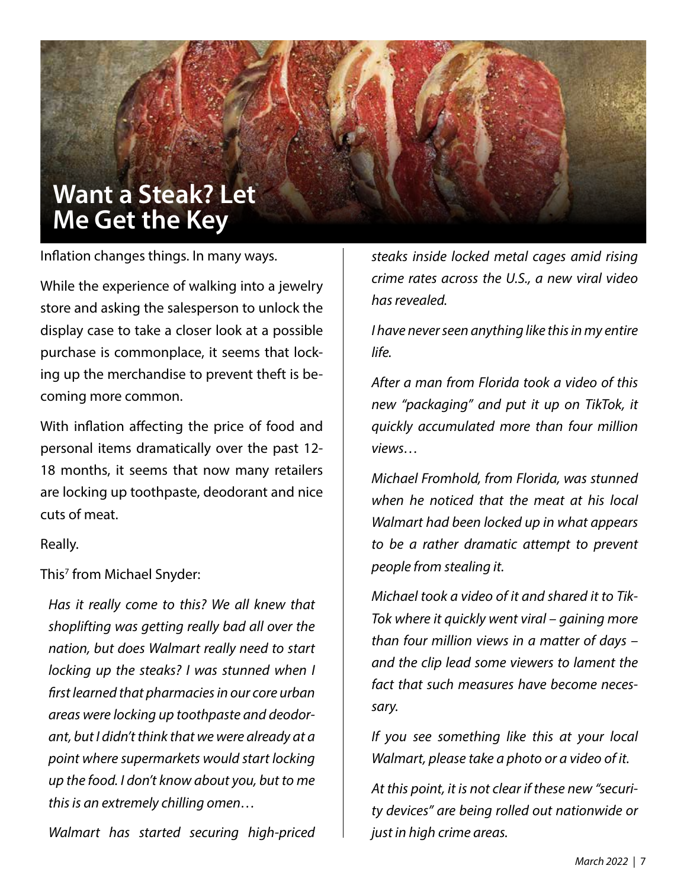# Want a Steak? Let Me Get the Key

Inflation changes things. In many ways.

While the experience of walking into a jewelry store and asking the salesperson to unlock the display case to take a closer look at a possible purchase is commonplace, it seems that locking up the merchandise to prevent theft is becoming more common.

With inflation affecting the price of food and personal items dramatically over the past 12-18 months, it seems that now many retailers are locking up toothpaste, deodorant and nice cuts of meat.

Really.

This[7] from Michael Snyder:

> *Has it really come to this? We all knew that shoplifting was getting really bad all over the nation, but does Walmart really need to start locking up the steaks? I was stunned when I first learned that pharmacies in our core urban areas were locking up toothpaste and deodorant, but I didn't think that we were already at a point where supermarkets would start locking up the food. I don't know about you, but to me this is an extremely chilling omen…*
>
> *Walmart has started securing high-priced steaks inside locked metal cages amid rising crime rates across the U.S., a new viral video has revealed.*
>
> *I have never seen anything like this in my entire life.*
>
> *After a man from Florida took a video of this new "packaging" and put it up on TikTok, it quickly accumulated more than four million views…*
>
> *Michael Fromhold, from Florida, was stunned when he noticed that the meat at his local Walmart had been locked up in what appears to be a rather dramatic attempt to prevent people from stealing it.*
>
> *Michael took a video of it and shared it to TikTok where it quickly went viral – gaining more than four million views in a matter of days – and the clip lead some viewers to lament the fact that such measures have become necessary.*
>
> *If you see something like this at your local Walmart, please take a photo or a video of it.*
>
> *At this point, it is not clear if these new "security devices" are being rolled out nationwide or just in high crime areas.*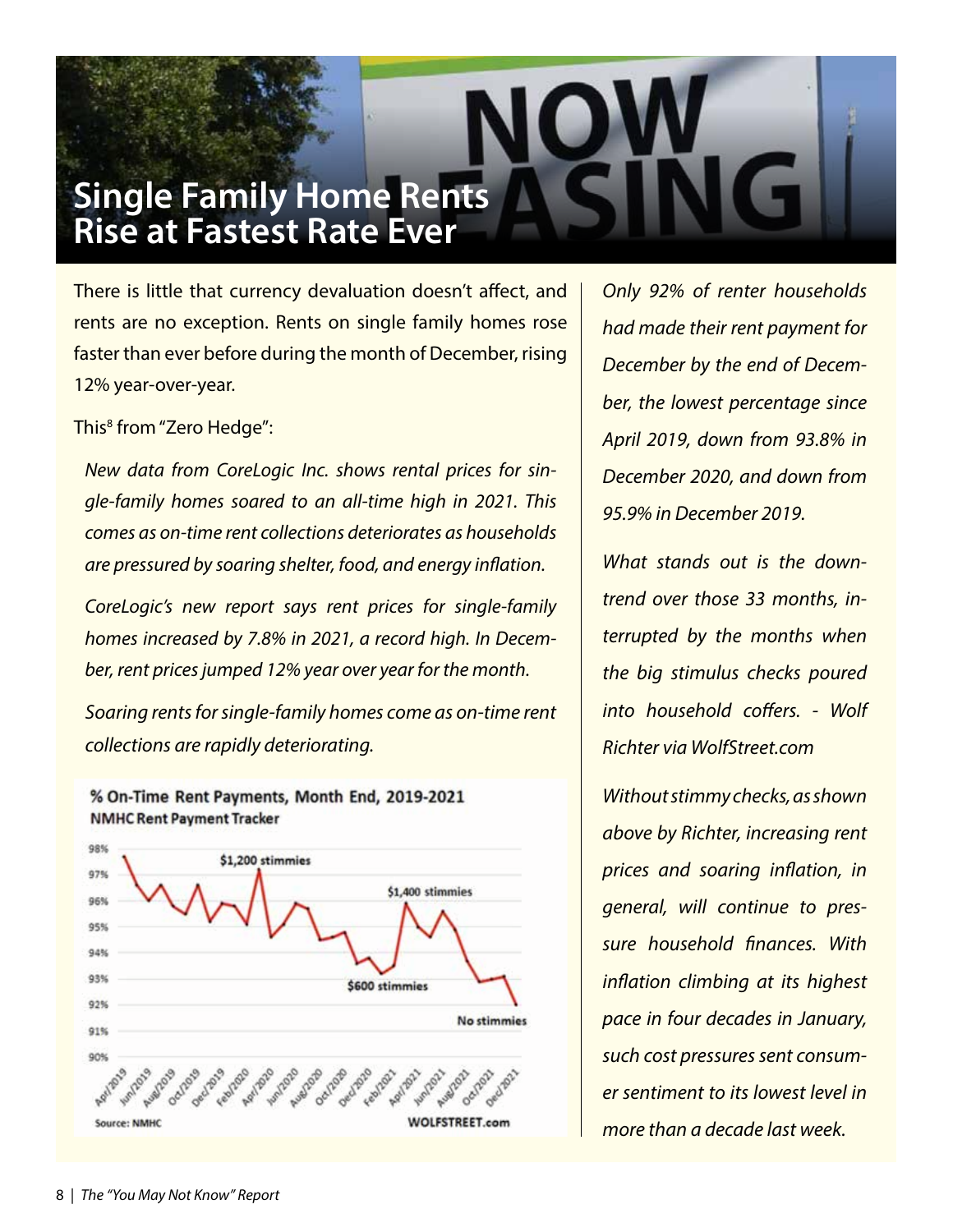# Single Family Home Rents Rise at Fastest Rate Ever

There is little that currency devaluation doesn't affect, and rents are no exception. Rents on single family homes rose faster than ever before during the month of December, rising 12% year-over-year.

This[8] from "Zero Hedge":

*New data from CoreLogic Inc. shows rental prices for single-family homes soared to an all-time high in 2021. This comes as on-time rent collections deteriorates as households are pressured by soaring shelter, food, and energy inflation.*

*CoreLogic's new report says rent prices for single-family homes increased by 7.8% in 2021, a record high. In December, rent prices jumped 12% year over year for the month.*

*Soaring rents for single-family homes come as on-time rent collections are rapidly deteriorating.*

**% On-Time Rent Payments, Month End, 2019-2021**
**NMHC Rent Payment Tracker**

$1,200 stimmies — $600 stimmies — $1,400 stimmies — No stimmies

Source: NMHC — WOLFSTREET.com

*Only 92% of renter households had made their rent payment for December by the end of December, the lowest percentage since April 2019, down from 93.8% in December 2020, and down from 95.9% in December 2019.*

*What stands out is the downtrend over those 33 months, interrupted by the months when the big stimulus checks poured into household coffers. - Wolf Richter via WolfStreet.com*

*Without stimmy checks, as shown above by Richter, increasing rent prices and soaring inflation, in general, will continue to pressure household finances. With inflation climbing at its highest pace in four decades in January, such cost pressures sent consumer sentiment to its lowest level in more than a decade last week.*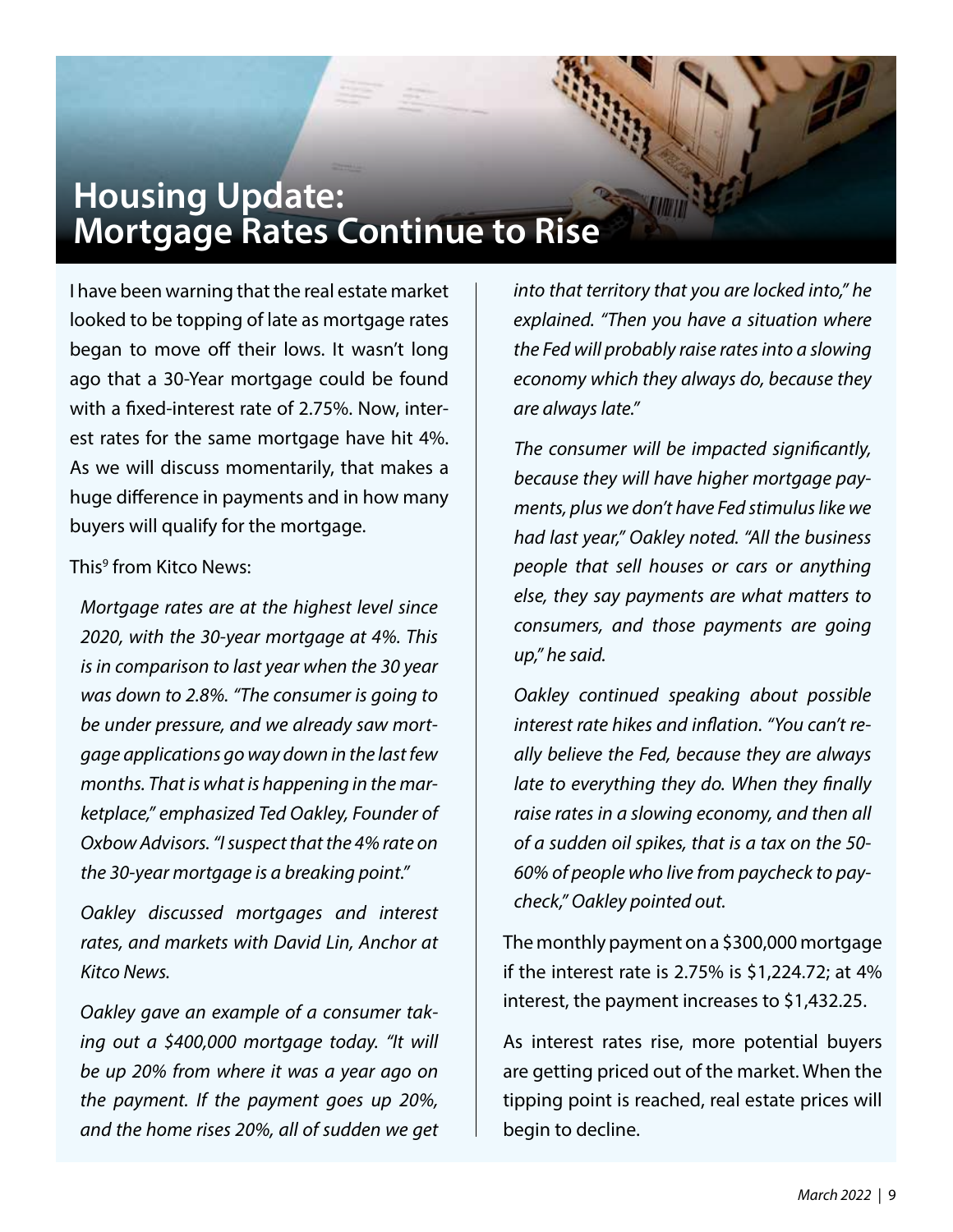# Housing Update: Mortgage Rates Continue to Rise

I have been warning that the real estate market looked to be topping of late as mortgage rates began to move off their lows. It wasn't long ago that a 30-Year mortgage could be found with a fixed-interest rate of 2.75%. Now, interest rates for the same mortgage have hit 4%. As we will discuss momentarily, that makes a huge difference in payments and in how many buyers will qualify for the mortgage.

This[9] from Kitco News:

> *Mortgage rates are at the highest level since 2020, with the 30-year mortgage at 4%. This is in comparison to last year when the 30 year was down to 2.8%. "The consumer is going to be under pressure, and we already saw mortgage applications go way down in the last few months. That is what is happening in the marketplace," emphasized Ted Oakley, Founder of Oxbow Advisors. "I suspect that the 4% rate on the 30-year mortgage is a breaking point."*
>
> *Oakley discussed mortgages and interest rates, and markets with David Lin, Anchor at Kitco News.*
>
> *Oakley gave an example of a consumer taking out a $400,000 mortgage today. "It will be up 20% from where it was a year ago on the payment. If the payment goes up 20%, and the home rises 20%, all of sudden we get into that territory that you are locked into," he explained. "Then you have a situation where the Fed will probably raise rates into a slowing economy which they always do, because they are always late."*
>
> *The consumer will be impacted significantly, because they will have higher mortgage payments, plus we don't have Fed stimulus like we had last year," Oakley noted. "All the business people that sell houses or cars or anything else, they say payments are what matters to consumers, and those payments are going up," he said.*
>
> *Oakley continued speaking about possible interest rate hikes and inflation. "You can't really believe the Fed, because they are always late to everything they do. When they finally raise rates in a slowing economy, and then all of a sudden oil spikes, that is a tax on the 50-60% of people who live from paycheck to paycheck," Oakley pointed out.*

The monthly payment on a $300,000 mortgage if the interest rate is 2.75% is $1,224.72; at 4% interest, the payment increases to $1,432.25.

As interest rates rise, more potential buyers are getting priced out of the market. When the tipping point is reached, real estate prices will begin to decline.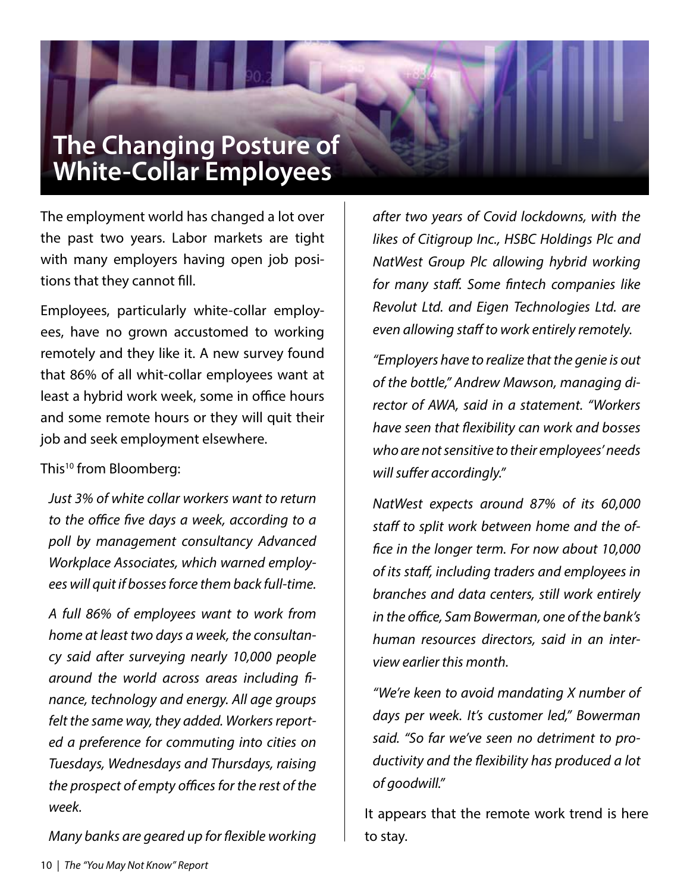# The Changing Posture of White-Collar Employees

The employment world has changed a lot over the past two years. Labor markets are tight with many employers having open job positions that they cannot fill.

Employees, particularly white-collar employees, have no grown accustomed to working remotely and they like it. A new survey found that 86% of all whit-collar employees want at least a hybrid work week, some in office hours and some remote hours or they will quit their job and seek employment elsewhere.

This[10] from Bloomberg:

> *Just 3% of white collar workers want to return to the office five days a week, according to a poll by management consultancy Advanced Workplace Associates, which warned employees will quit if bosses force them back full-time.*
>
> *A full 86% of employees want to work from home at least two days a week, the consultancy said after surveying nearly 10,000 people around the world across areas including finance, technology and energy. All age groups felt the same way, they added. Workers reported a preference for commuting into cities on Tuesdays, Wednesdays and Thursdays, raising the prospect of empty offices for the rest of the week.*
>
> *Many banks are geared up for flexible working after two years of Covid lockdowns, with the likes of Citigroup Inc., HSBC Holdings Plc and NatWest Group Plc allowing hybrid working for many staff. Some fintech companies like Revolut Ltd. and Eigen Technologies Ltd. are even allowing staff to work entirely remotely.*
>
> *"Employers have to realize that the genie is out of the bottle," Andrew Mawson, managing director of AWA, said in a statement. "Workers have seen that flexibility can work and bosses who are not sensitive to their employees' needs will suffer accordingly."*
>
> *NatWest expects around 87% of its 60,000 staff to split work between home and the office in the longer term. For now about 10,000 of its staff, including traders and employees in branches and data centers, still work entirely in the office, Sam Bowerman, one of the bank's human resources directors, said in an interview earlier this month.*
>
> *"We're keen to avoid mandating X number of days per week. It's customer led," Bowerman said. "So far we've seen no detriment to productivity and the flexibility has produced a lot of goodwill."*

It appears that the remote work trend is here to stay.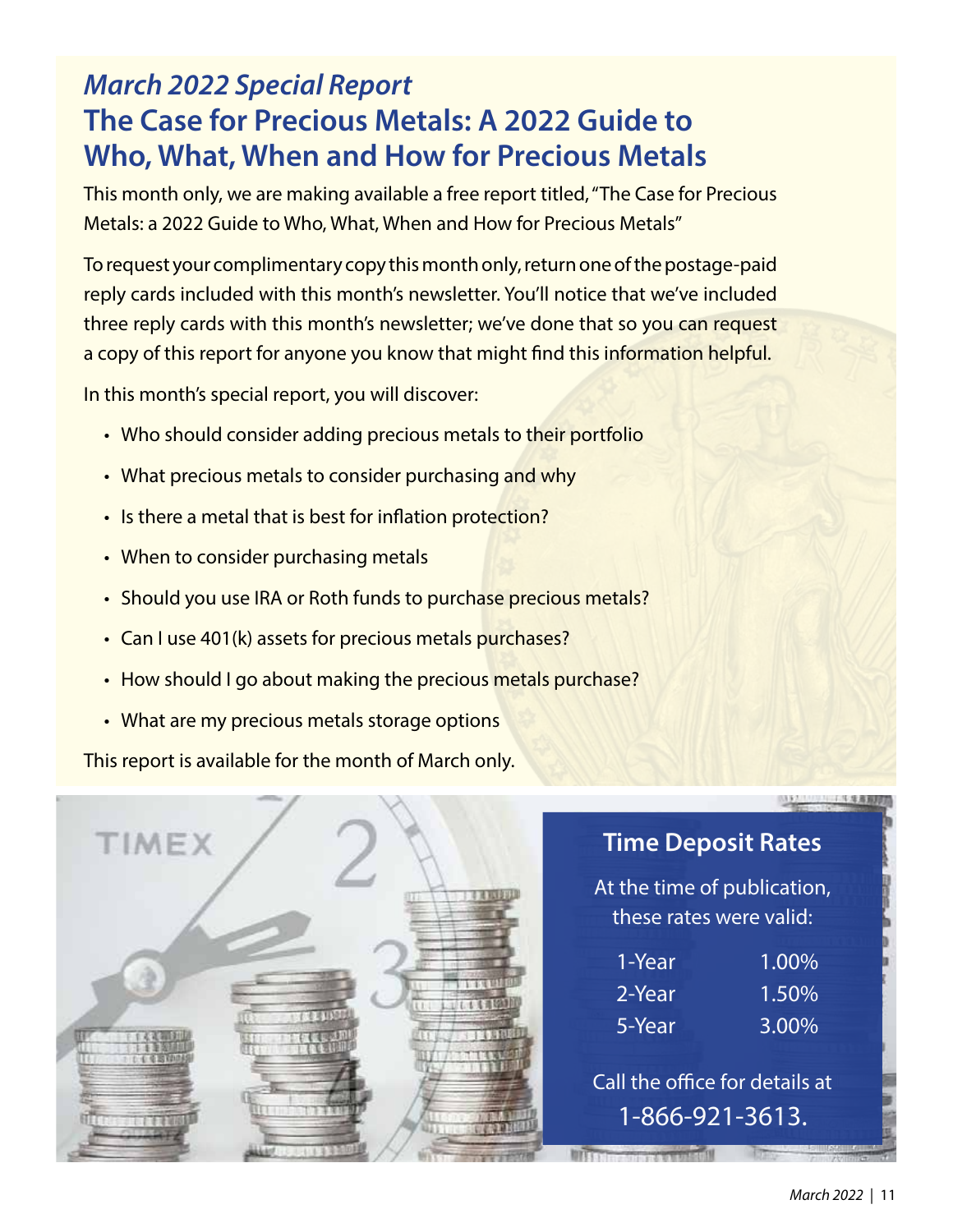*March 2022 Special Report*

# The Case for Precious Metals: A 2022 Guide to Who, What, When and How for Precious Metals

This month only, we are making available a free report titled, "The Case for Precious Metals: a 2022 Guide to Who, What, When and How for Precious Metals"

To request your complimentary copy this month only, return one of the postage-paid reply cards included with this month's newsletter. You'll notice that we've included three reply cards with this month's newsletter; we've done that so you can request a copy of this report for anyone you know that might find this information helpful.

In this month's special report, you will discover:

- Who should consider adding precious metals to their portfolio
- What precious metals to consider purchasing and why
- Is there a metal that is best for inflation protection?
- When to consider purchasing metals
- Should you use IRA or Roth funds to purchase precious metals?
- Can I use 401(k) assets for precious metals purchases?
- How should I go about making the precious metals purchase?
- What are my precious metals storage options

This report is available for the month of March only.

## Time Deposit Rates

At the time of publication, these rates were valid:

| Term | Rate |
|---|---|
| 1-Year | 1.00% |
| 2-Year | 1.50% |
| 5-Year | 3.00% |

Call the office for details at 1-866-921-3613.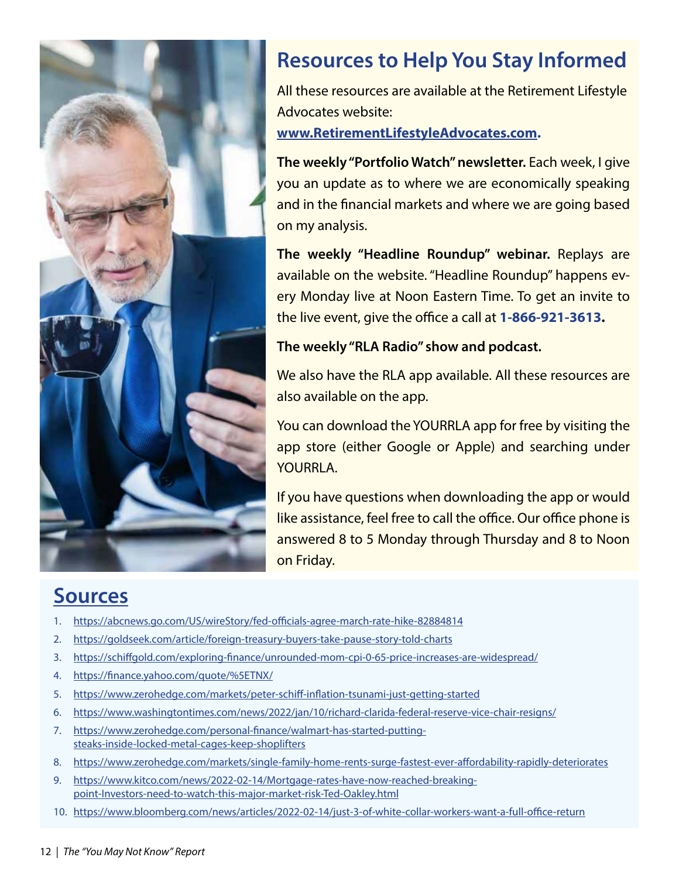## Resources to Help You Stay Informed

All these resources are available at the Retirement Lifestyle Advocates website: **www.RetirementLifestyleAdvocates.com.**

**The weekly "Portfolio Watch" newsletter.** Each week, I give you an update as to where we are economically speaking and in the financial markets and where we are going based on my analysis.

**The weekly "Headline Roundup" webinar.** Replays are available on the website. "Headline Roundup" happens every Monday live at Noon Eastern Time. To get an invite to the live event, give the office a call at **1-866-921-3613.**

**The weekly "RLA Radio" show and podcast.**

We also have the RLA app available. All these resources are also available on the app.

You can download the YOURRLA app for free by visiting the app store (either Google or Apple) and searching under YOURRLA.

If you have questions when downloading the app or would like assistance, feel free to call the office. Our office phone is answered 8 to 5 Monday through Thursday and 8 to Noon on Friday.

## Sources

1. https://abcnews.go.com/US/wireStory/fed-officials-agree-march-rate-hike-82884814
2. https://goldseek.com/article/foreign-treasury-buyers-take-pause-story-told-charts
3. https://schiffgold.com/exploring-finance/unrounded-mom-cpi-0-65-price-increases-are-widespread/
4. https://finance.yahoo.com/quote/%5ETNX/
5. https://www.zerohedge.com/markets/peter-schiff-inflation-tsunami-just-getting-started
6. https://www.washingtontimes.com/news/2022/jan/10/richard-clarida-federal-reserve-vice-chair-resigns/
7. https://www.zerohedge.com/personal-finance/walmart-has-started-putting-steaks-inside-locked-metal-cages-keep-shoplifters
8. https://www.zerohedge.com/markets/single-family-home-rents-surge-fastest-ever-affordability-rapidly-deteriorates
9. https://www.kitco.com/news/2022-02-14/Mortgage-rates-have-now-reached-breaking-point-Investors-need-to-watch-this-major-market-risk-Ted-Oakley.html
10. https://www.bloomberg.com/news/articles/2022-02-14/just-3-of-white-collar-workers-want-a-full-office-return